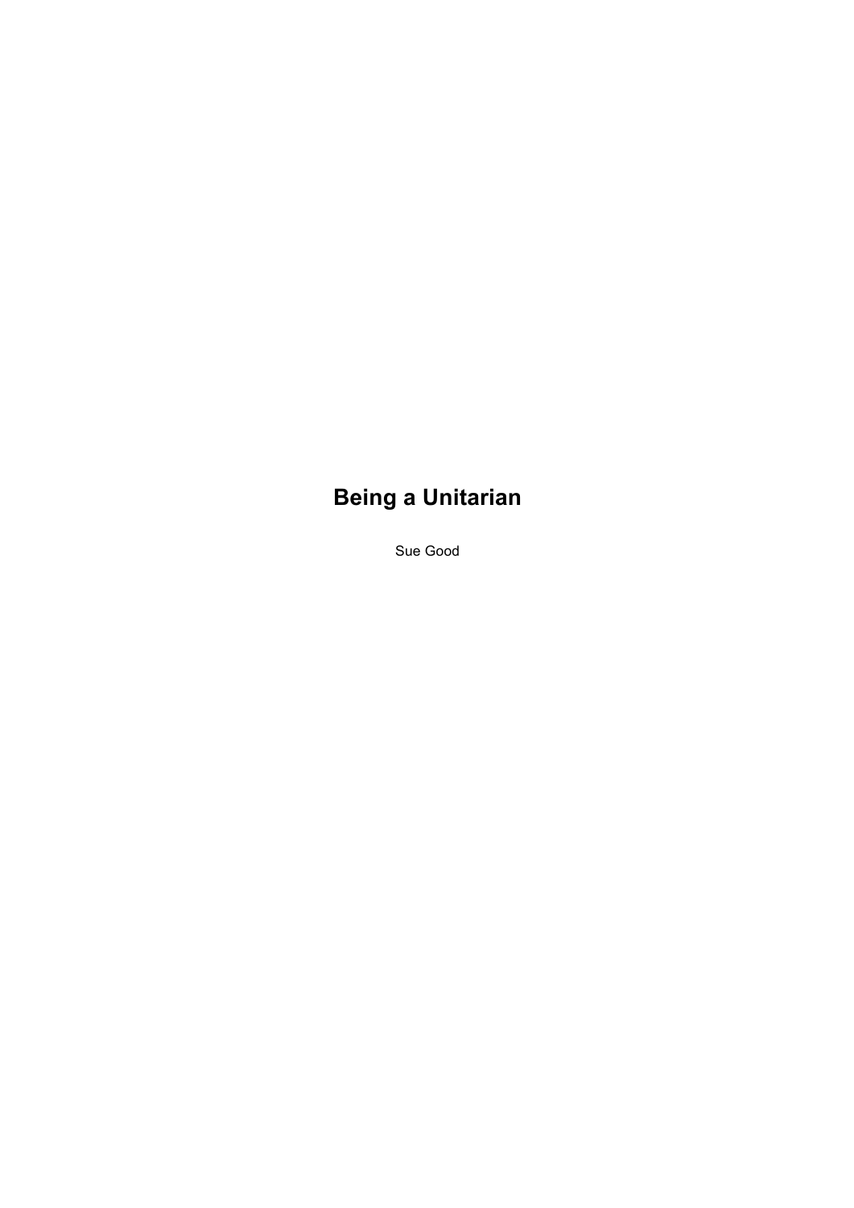# Being a Unitarian

Sue Good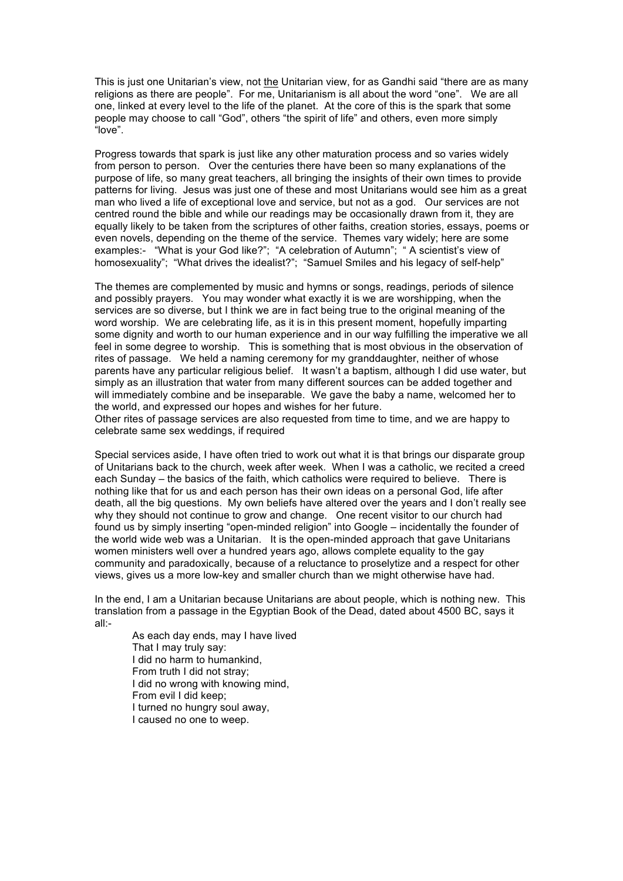This is just one Unitarian's view, not <u>the</u> Unitarian view, for as Gandhi said "there are as many religions as there are people". For me, Unitarianism is all about the word "one". We are all one, linked at every level to the life of the planet. At the core of this is the spark that some people may choose to call "God", others "the spirit of life" and others, even more simply "love".

Progress towards that spark is just like any other maturation process and so varies widely from person to person. Over the centuries there have been so many explanations of the purpose of life, so many great teachers, all bringing the insights of their own times to provide patterns for living. Jesus was just one of these and most Unitarians would see him as a great man who lived a life of exceptional love and service, but not as a god. Our services are not centred round the bible and while our readings may be occasionally drawn from it, they are equally likely to be taken from the scriptures of other faiths, creation stories, essays, poems or even novels, depending on the theme of the service. Themes vary widely; here are some examples:- "What is your God like?"; "A celebration of Autumn"; " A scientist's view of homosexuality"; "What drives the idealist?"; "Samuel Smiles and his legacy of self-help"

The themes are complemented by music and hymns or songs, readings, periods of silence and possibly prayers. You may wonder what exactly it is we are worshipping, when the services are so diverse, but I think we are in fact being true to the original meaning of the word worship. We are celebrating life, as it is in this present moment, hopefully imparting some dignity and worth to our human experience and in our way fulfilling the imperative we all feel in some degree to worship. This is something that is most obvious in the observation of rites of passage. We held a naming ceremony for my granddaughter, neither of whose parents have any particular religious belief. It wasn't a baptism, although I did use water, but simply as an illustration that water from many different sources can be added together and will immediately combine and be inseparable. We gave the baby a name, welcomed her to the world, and expressed our hopes and wishes for her future.
Other rites of passage services are also requested from time to time, and we are happy to celebrate same sex weddings, if required

Special services aside, I have often tried to work out what it is that brings our disparate group of Unitarians back to the church, week after week. When I was a catholic, we recited a creed each Sunday – the basics of the faith, which catholics were required to believe. There is nothing like that for us and each person has their own ideas on a personal God, life after death, all the big questions. My own beliefs have altered over the years and I don't really see why they should not continue to grow and change. One recent visitor to our church had found us by simply inserting "open-minded religion" into Google – incidentally the founder of the world wide web was a Unitarian. It is the open-minded approach that gave Unitarians women ministers well over a hundred years ago, allows complete equality to the gay community and paradoxically, because of a reluctance to proselytize and a respect for other views, gives us a more low-key and smaller church than we might otherwise have had.

In the end, I am a Unitarian because Unitarians are about people, which is nothing new. This translation from a passage in the Egyptian Book of the Dead, dated about 4500 BC, says it all:-

> As each day ends, may I have lived
> That I may truly say:
> I did no harm to humankind,
> From truth I did not stray;
> I did no wrong with knowing mind,
> From evil I did keep;
> I turned no hungry soul away,
> I caused no one to weep.